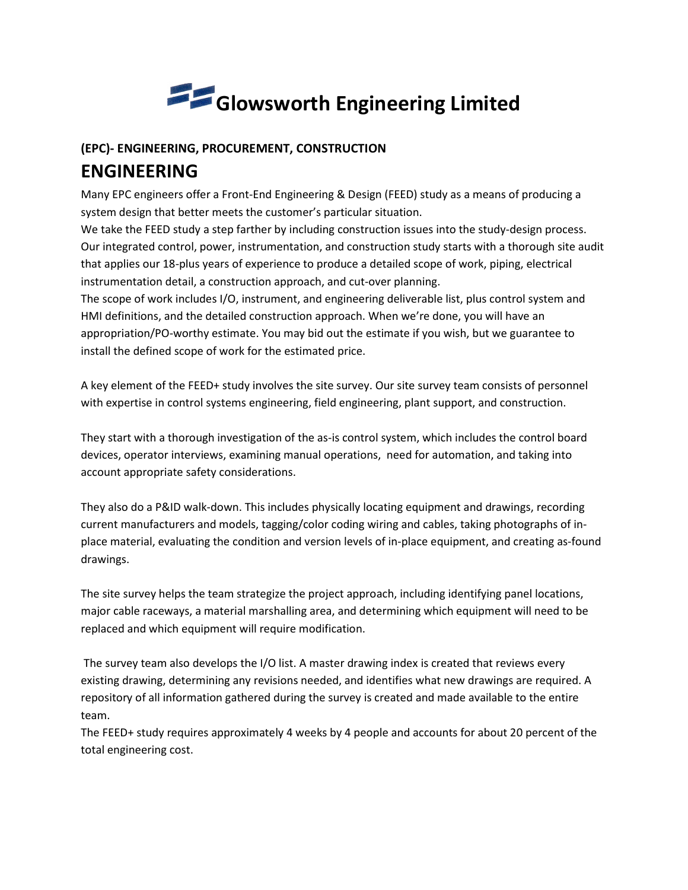# Glowsworth Engineering Limited

**(EPC)- ENGINEERING, PROCUREMENT, CONSTRUCTION**

## ENGINEERING

Many EPC engineers offer a Front-End Engineering & Design (FEED) study as a means of producing a system design that better meets the customer's particular situation.

We take the FEED study a step farther by including construction issues into the study-design process. Our integrated control, power, instrumentation, and construction study starts with a thorough site audit that applies our 18-plus years of experience to produce a detailed scope of work, piping, electrical instrumentation detail, a construction approach, and cut-over planning.

The scope of work includes I/O, instrument, and engineering deliverable list, plus control system and HMI definitions, and the detailed construction approach. When we're done, you will have an appropriation/PO-worthy estimate. You may bid out the estimate if you wish, but we guarantee to install the defined scope of work for the estimated price.

A key element of the FEED+ study involves the site survey. Our site survey team consists of personnel with expertise in control systems engineering, field engineering, plant support, and construction.

They start with a thorough investigation of the as-is control system, which includes the control board devices, operator interviews, examining manual operations, need for automation, and taking into account appropriate safety considerations.

They also do a P&ID walk-down. This includes physically locating equipment and drawings, recording current manufacturers and models, tagging/color coding wiring and cables, taking photographs of in-place material, evaluating the condition and version levels of in-place equipment, and creating as-found drawings.

The site survey helps the team strategize the project approach, including identifying panel locations, major cable raceways, a material marshalling area, and determining which equipment will need to be replaced and which equipment will require modification.

The survey team also develops the I/O list. A master drawing index is created that reviews every existing drawing, determining any revisions needed, and identifies what new drawings are required. A repository of all information gathered during the survey is created and made available to the entire team.

The FEED+ study requires approximately 4 weeks by 4 people and accounts for about 20 percent of the total engineering cost.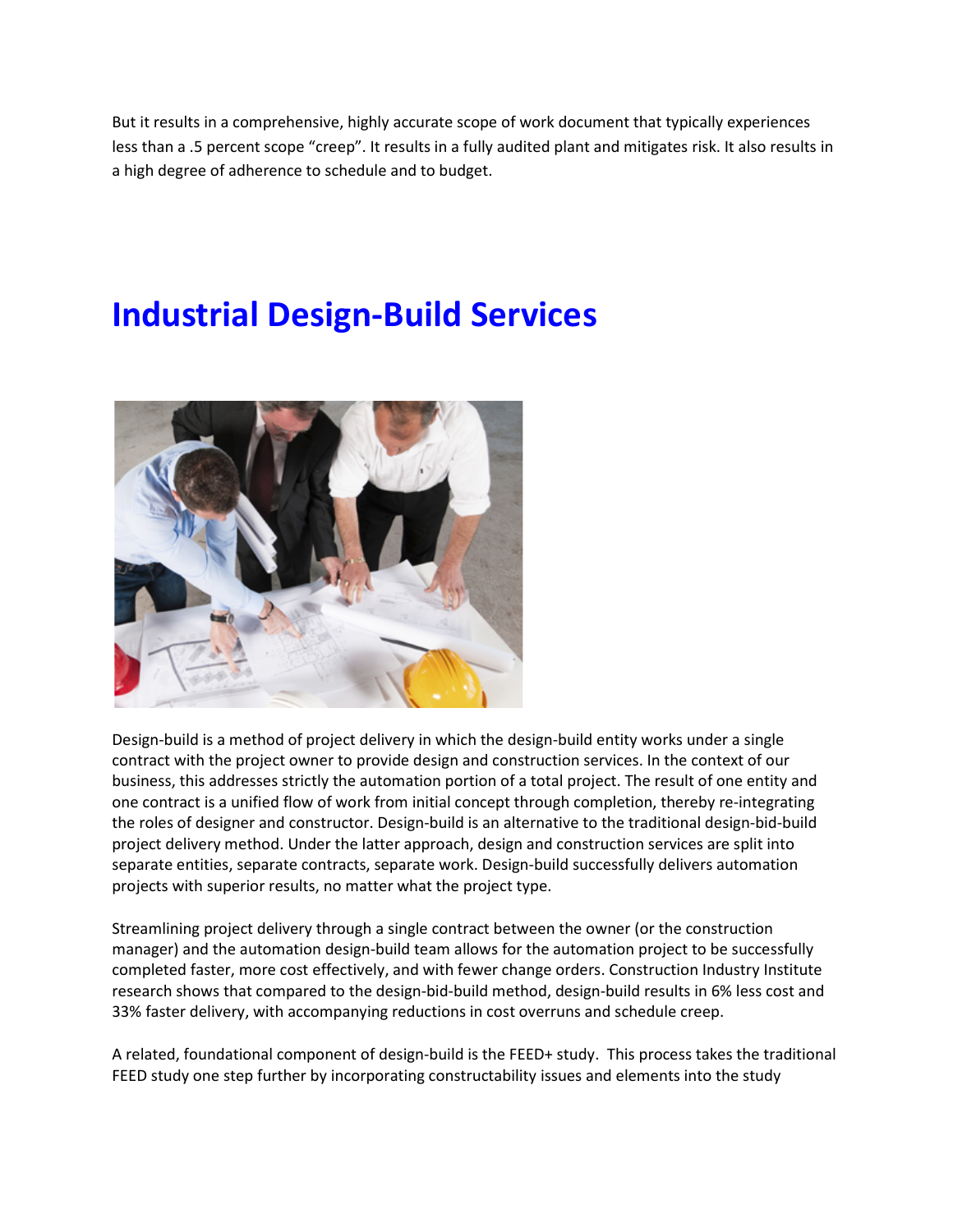But it results in a comprehensive, highly accurate scope of work document that typically experiences less than a .5 percent scope "creep". It results in a fully audited plant and mitigates risk. It also results in a high degree of adherence to schedule and to budget.

# Industrial Design-Build Services

Design-build is a method of project delivery in which the design-build entity works under a single contract with the project owner to provide design and construction services. In the context of our business, this addresses strictly the automation portion of a total project. The result of one entity and one contract is a unified flow of work from initial concept through completion, thereby re-integrating the roles of designer and constructor. Design-build is an alternative to the traditional design-bid-build project delivery method. Under the latter approach, design and construction services are split into separate entities, separate contracts, separate work. Design-build successfully delivers automation projects with superior results, no matter what the project type.

Streamlining project delivery through a single contract between the owner (or the construction manager) and the automation design-build team allows for the automation project to be successfully completed faster, more cost effectively, and with fewer change orders. Construction Industry Institute research shows that compared to the design-bid-build method, design-build results in 6% less cost and 33% faster delivery, with accompanying reductions in cost overruns and schedule creep.

A related, foundational component of design-build is the FEED+ study. This process takes the traditional FEED study one step further by incorporating constructability issues and elements into the study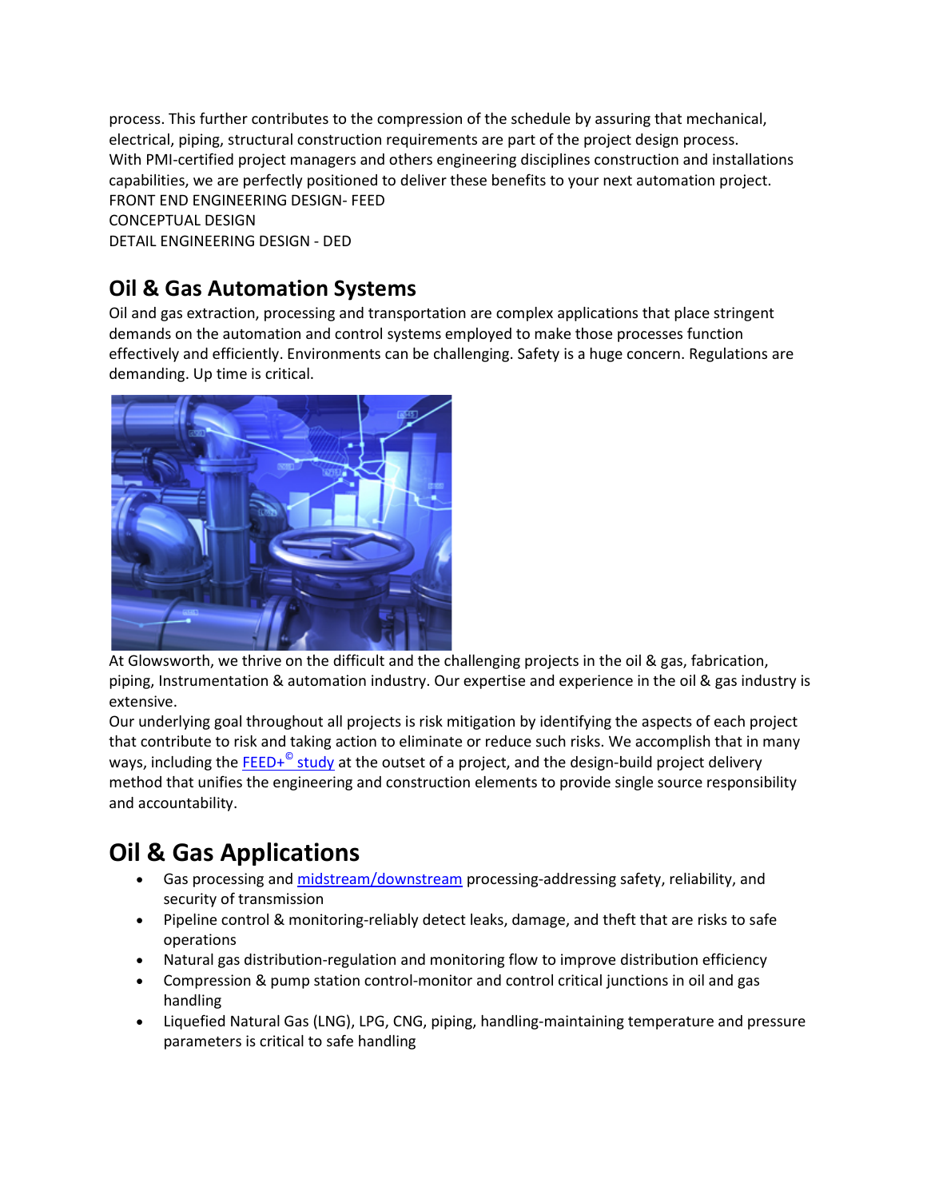process. This further contributes to the compression of the schedule by assuring that mechanical, electrical, piping, structural construction requirements are part of the project design process.
With PMI-certified project managers and others engineering disciplines construction and installations capabilities, we are perfectly positioned to deliver these benefits to your next automation project.
FRONT END ENGINEERING DESIGN- FEED
CONCEPTUAL DESIGN
DETAIL ENGINEERING DESIGN - DED

## Oil & Gas Automation Systems

Oil and gas extraction, processing and transportation are complex applications that place stringent demands on the automation and control systems employed to make those processes function effectively and efficiently. Environments can be challenging. Safety is a huge concern. Regulations are demanding. Up time is critical.

At Glowsworth, we thrive on the difficult and the challenging projects in the oil & gas, fabrication, piping, Instrumentation & automation industry. Our expertise and experience in the oil & gas industry is extensive.
Our underlying goal throughout all projects is risk mitigation by identifying the aspects of each project that contribute to risk and taking action to eliminate or reduce such risks. We accomplish that in many ways, including the FEED+© study at the outset of a project, and the design-build project delivery method that unifies the engineering and construction elements to provide single source responsibility and accountability.

# Oil & Gas Applications

- Gas processing and midstream/downstream processing-addressing safety, reliability, and security of transmission
- Pipeline control & monitoring-reliably detect leaks, damage, and theft that are risks to safe operations
- Natural gas distribution-regulation and monitoring flow to improve distribution efficiency
- Compression & pump station control-monitor and control critical junctions in oil and gas handling
- Liquefied Natural Gas (LNG), LPG, CNG, piping, handling-maintaining temperature and pressure parameters is critical to safe handling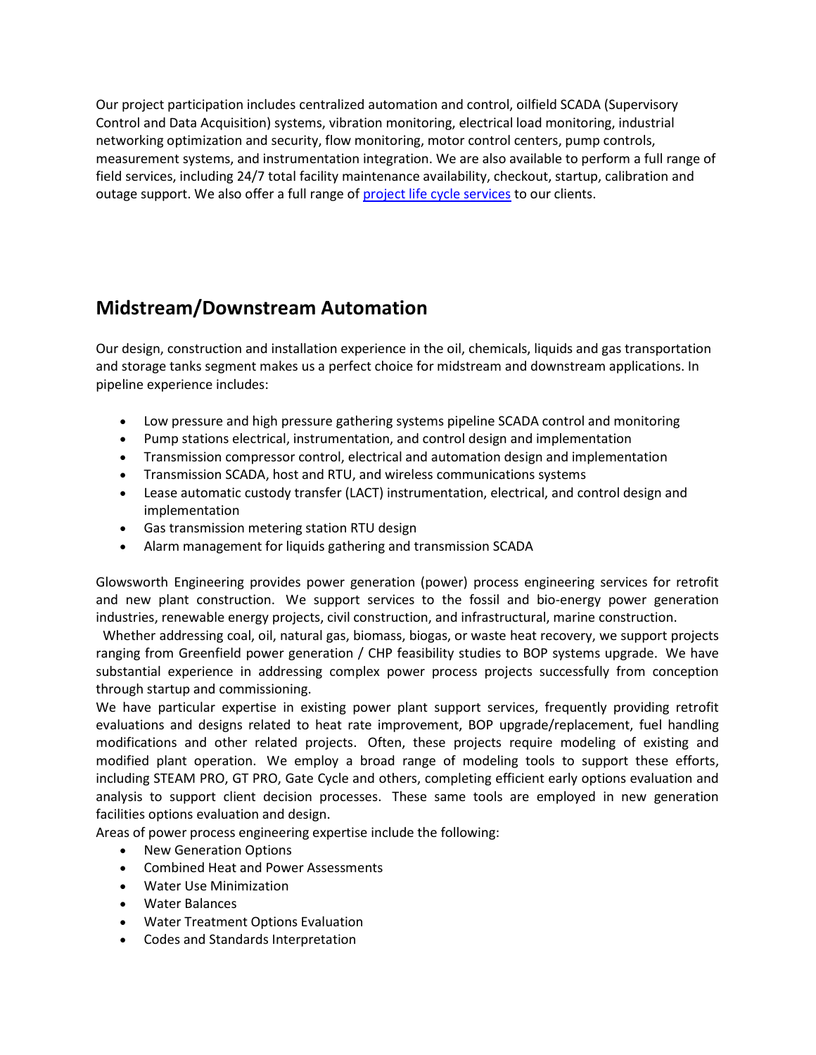Our project participation includes centralized automation and control, oilfield SCADA (Supervisory Control and Data Acquisition) systems, vibration monitoring, electrical load monitoring, industrial networking optimization and security, flow monitoring, motor control centers, pump controls, measurement systems, and instrumentation integration. We are also available to perform a full range of field services, including 24/7 total facility maintenance availability, checkout, startup, calibration and outage support. We also offer a full range of [project life cycle services] to our clients.

## Midstream/Downstream Automation

Our design, construction and installation experience in the oil, chemicals, liquids and gas transportation and storage tanks segment makes us a perfect choice for midstream and downstream applications. In pipeline experience includes:

- Low pressure and high pressure gathering systems pipeline SCADA control and monitoring
- Pump stations electrical, instrumentation, and control design and implementation
- Transmission compressor control, electrical and automation design and implementation
- Transmission SCADA, host and RTU, and wireless communications systems
- Lease automatic custody transfer (LACT) instrumentation, electrical, and control design and implementation
- Gas transmission metering station RTU design
- Alarm management for liquids gathering and transmission SCADA

Glowsworth Engineering provides power generation (power) process engineering services for retrofit and new plant construction. We support services to the fossil and bio-energy power generation industries, renewable energy projects, civil construction, and infrastructural, marine construction.

Whether addressing coal, oil, natural gas, biomass, biogas, or waste heat recovery, we support projects ranging from Greenfield power generation / CHP feasibility studies to BOP systems upgrade. We have substantial experience in addressing complex power process projects successfully from conception through startup and commissioning.

We have particular expertise in existing power plant support services, frequently providing retrofit evaluations and designs related to heat rate improvement, BOP upgrade/replacement, fuel handling modifications and other related projects. Often, these projects require modeling of existing and modified plant operation. We employ a broad range of modeling tools to support these efforts, including STEAM PRO, GT PRO, Gate Cycle and others, completing efficient early options evaluation and analysis to support client decision processes. These same tools are employed in new generation facilities options evaluation and design.

Areas of power process engineering expertise include the following:

- New Generation Options
- Combined Heat and Power Assessments
- Water Use Minimization
- Water Balances
- Water Treatment Options Evaluation
- Codes and Standards Interpretation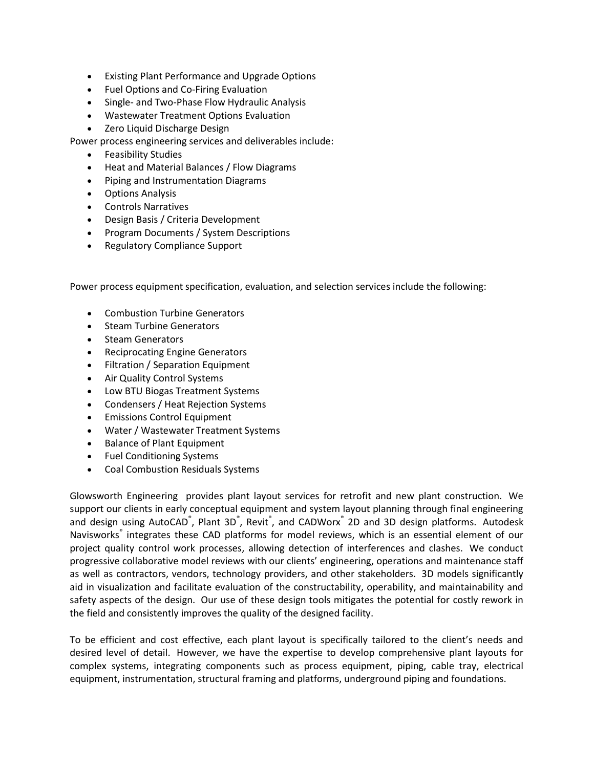- Existing Plant Performance and Upgrade Options
- Fuel Options and Co-Firing Evaluation
- Single- and Two-Phase Flow Hydraulic Analysis
- Wastewater Treatment Options Evaluation
- Zero Liquid Discharge Design

Power process engineering services and deliverables include:

- Feasibility Studies
- Heat and Material Balances / Flow Diagrams
- Piping and Instrumentation Diagrams
- Options Analysis
- Controls Narratives
- Design Basis / Criteria Development
- Program Documents / System Descriptions
- Regulatory Compliance Support

Power process equipment specification, evaluation, and selection services include the following:

- Combustion Turbine Generators
- Steam Turbine Generators
- Steam Generators
- Reciprocating Engine Generators
- Filtration / Separation Equipment
- Air Quality Control Systems
- Low BTU Biogas Treatment Systems
- Condensers / Heat Rejection Systems
- Emissions Control Equipment
- Water / Wastewater Treatment Systems
- Balance of Plant Equipment
- Fuel Conditioning Systems
- Coal Combustion Residuals Systems

Glowsworth Engineering provides plant layout services for retrofit and new plant construction. We support our clients in early conceptual equipment and system layout planning through final engineering and design using AutoCAD®, Plant 3D®, Revit®, and CADWorx® 2D and 3D design platforms. Autodesk Navisworks® integrates these CAD platforms for model reviews, which is an essential element of our project quality control work processes, allowing detection of interferences and clashes. We conduct progressive collaborative model reviews with our clients' engineering, operations and maintenance staff as well as contractors, vendors, technology providers, and other stakeholders. 3D models significantly aid in visualization and facilitate evaluation of the constructability, operability, and maintainability and safety aspects of the design. Our use of these design tools mitigates the potential for costly rework in the field and consistently improves the quality of the designed facility.

To be efficient and cost effective, each plant layout is specifically tailored to the client's needs and desired level of detail. However, we have the expertise to develop comprehensive plant layouts for complex systems, integrating components such as process equipment, piping, cable tray, electrical equipment, instrumentation, structural framing and platforms, underground piping and foundations.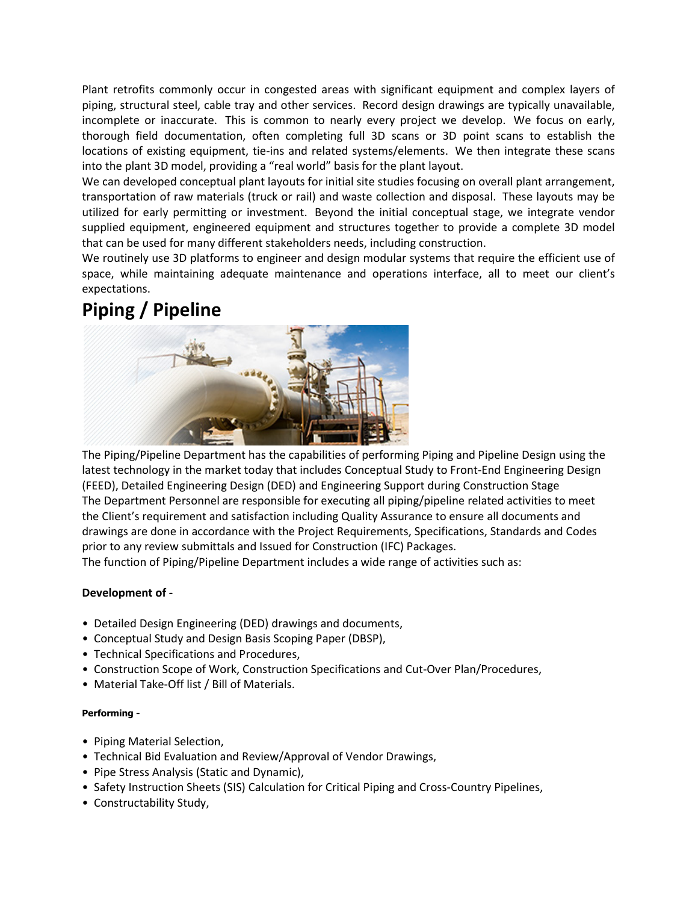Plant retrofits commonly occur in congested areas with significant equipment and complex layers of piping, structural steel, cable tray and other services. Record design drawings are typically unavailable, incomplete or inaccurate. This is common to nearly every project we develop. We focus on early, thorough field documentation, often completing full 3D scans or 3D point scans to establish the locations of existing equipment, tie-ins and related systems/elements. We then integrate these scans into the plant 3D model, providing a "real world" basis for the plant layout.

We can developed conceptual plant layouts for initial site studies focusing on overall plant arrangement, transportation of raw materials (truck or rail) and waste collection and disposal. These layouts may be utilized for early permitting or investment. Beyond the initial conceptual stage, we integrate vendor supplied equipment, engineered equipment and structures together to provide a complete 3D model that can be used for many different stakeholders needs, including construction.

We routinely use 3D platforms to engineer and design modular systems that require the efficient use of space, while maintaining adequate maintenance and operations interface, all to meet our client's expectations.

# Piping / Pipeline

The Piping/Pipeline Department has the capabilities of performing Piping and Pipeline Design using the latest technology in the market today that includes Conceptual Study to Front-End Engineering Design (FEED), Detailed Engineering Design (DED) and Engineering Support during Construction Stage

The Department Personnel are responsible for executing all piping/pipeline related activities to meet the Client's requirement and satisfaction including Quality Assurance to ensure all documents and drawings are done in accordance with the Project Requirements, Specifications, Standards and Codes prior to any review submittals and Issued for Construction (IFC) Packages.

The function of Piping/Pipeline Department includes a wide range of activities such as:

**Development of -**

- Detailed Design Engineering (DED) drawings and documents,
- Conceptual Study and Design Basis Scoping Paper (DBSP),
- Technical Specifications and Procedures,
- Construction Scope of Work, Construction Specifications and Cut-Over Plan/Procedures,
- Material Take-Off list / Bill of Materials.

**Performing -**

- Piping Material Selection,
- Technical Bid Evaluation and Review/Approval of Vendor Drawings,
- Pipe Stress Analysis (Static and Dynamic),
- Safety Instruction Sheets (SIS) Calculation for Critical Piping and Cross-Country Pipelines,
- Constructability Study,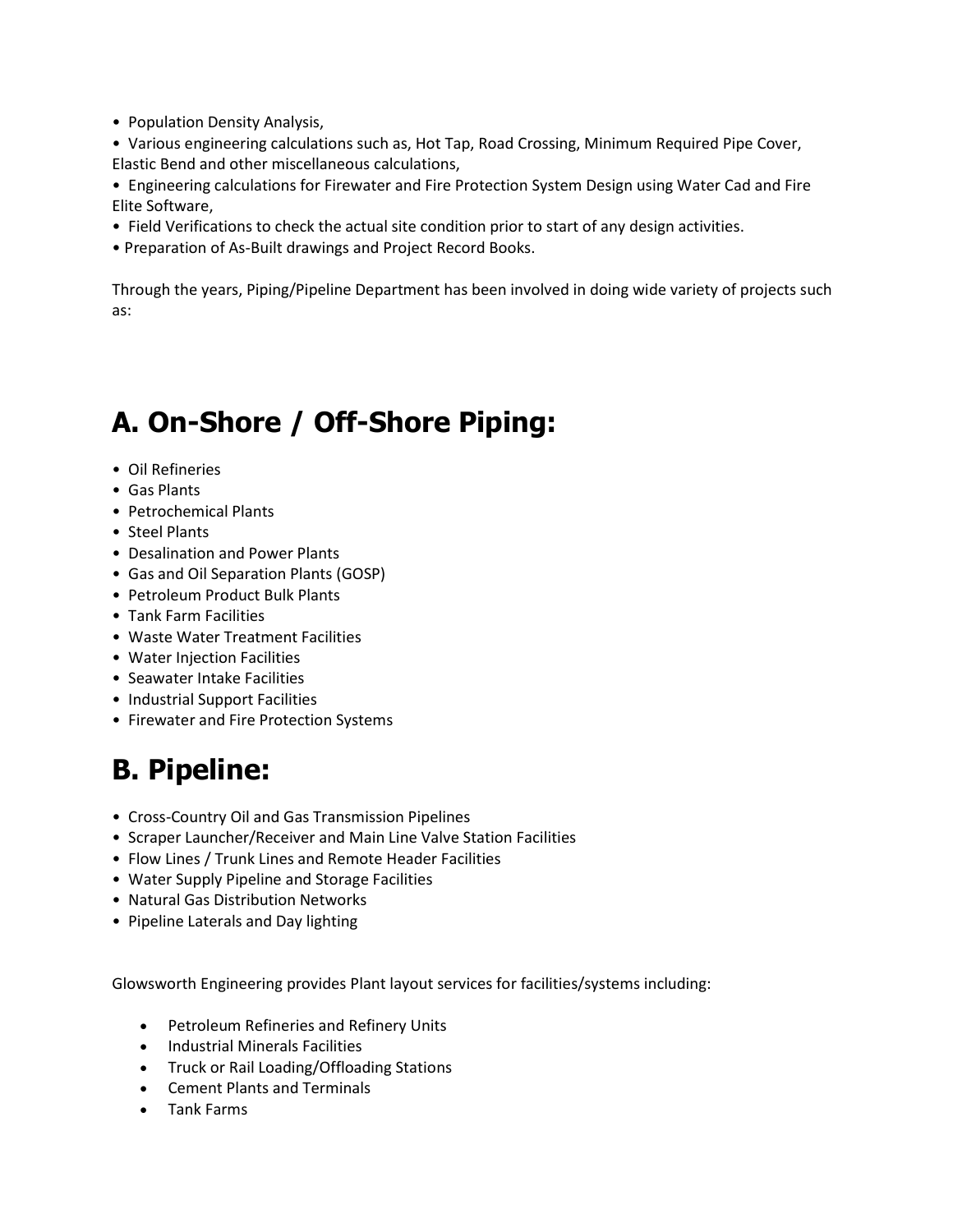- Population Density Analysis,
- Various engineering calculations such as, Hot Tap, Road Crossing, Minimum Required Pipe Cover, Elastic Bend and other miscellaneous calculations,
- Engineering calculations for Firewater and Fire Protection System Design using Water Cad and Fire Elite Software,
- Field Verifications to check the actual site condition prior to start of any design activities.
- Preparation of As-Built drawings and Project Record Books.

Through the years, Piping/Pipeline Department has been involved in doing wide variety of projects such as:

# A. On-Shore / Off-Shore Piping:

- Oil Refineries
- Gas Plants
- Petrochemical Plants
- Steel Plants
- Desalination and Power Plants
- Gas and Oil Separation Plants (GOSP)
- Petroleum Product Bulk Plants
- Tank Farm Facilities
- Waste Water Treatment Facilities
- Water Injection Facilities
- Seawater Intake Facilities
- Industrial Support Facilities
- Firewater and Fire Protection Systems

# B. Pipeline:

- Cross-Country Oil and Gas Transmission Pipelines
- Scraper Launcher/Receiver and Main Line Valve Station Facilities
- Flow Lines / Trunk Lines and Remote Header Facilities
- Water Supply Pipeline and Storage Facilities
- Natural Gas Distribution Networks
- Pipeline Laterals and Day lighting

Glowsworth Engineering provides Plant layout services for facilities/systems including:

- Petroleum Refineries and Refinery Units
- Industrial Minerals Facilities
- Truck or Rail Loading/Offloading Stations
- Cement Plants and Terminals
- Tank Farms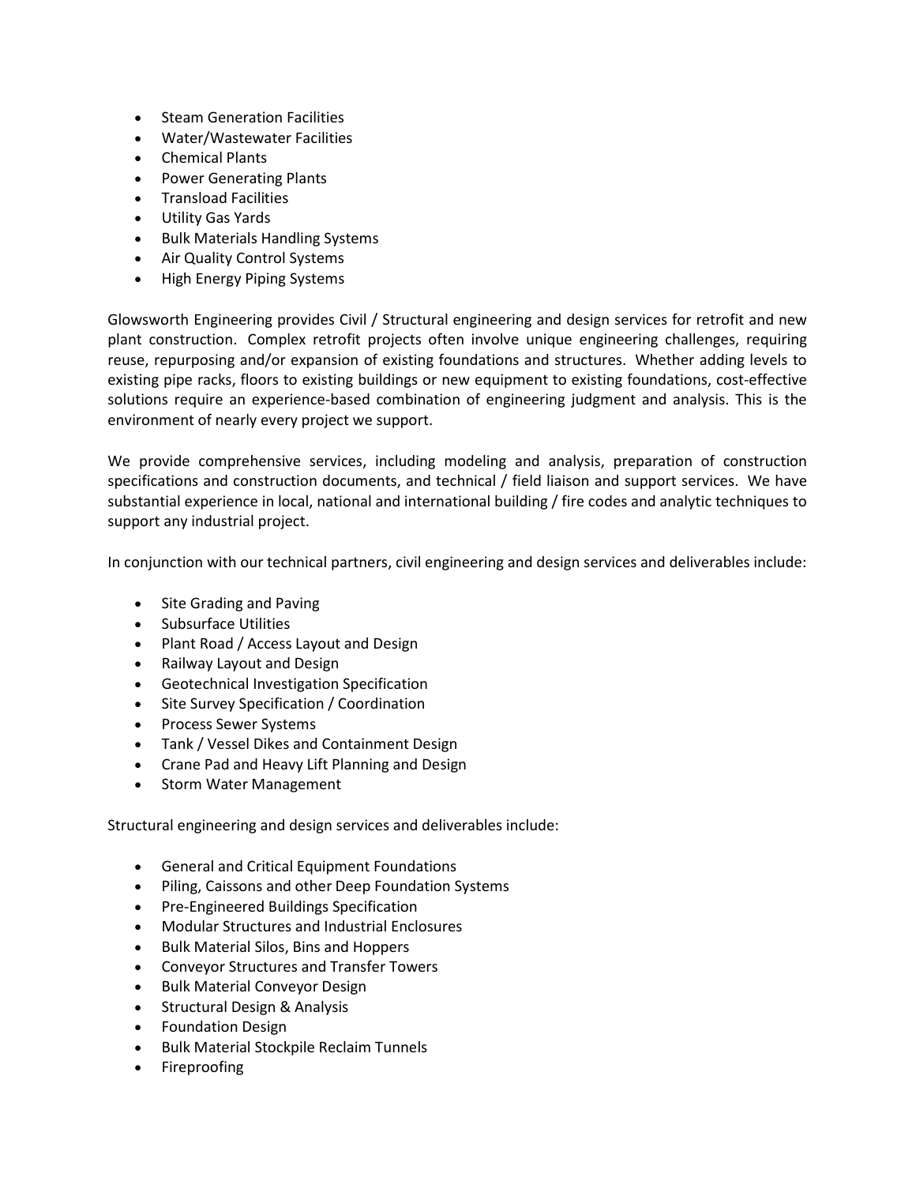- Steam Generation Facilities
- Water/Wastewater Facilities
- Chemical Plants
- Power Generating Plants
- Transload Facilities
- Utility Gas Yards
- Bulk Materials Handling Systems
- Air Quality Control Systems
- High Energy Piping Systems

Glowsworth Engineering provides Civil / Structural engineering and design services for retrofit and new plant construction. Complex retrofit projects often involve unique engineering challenges, requiring reuse, repurposing and/or expansion of existing foundations and structures. Whether adding levels to existing pipe racks, floors to existing buildings or new equipment to existing foundations, cost-effective solutions require an experience-based combination of engineering judgment and analysis. This is the environment of nearly every project we support.

We provide comprehensive services, including modeling and analysis, preparation of construction specifications and construction documents, and technical / field liaison and support services. We have substantial experience in local, national and international building / fire codes and analytic techniques to support any industrial project.

In conjunction with our technical partners, civil engineering and design services and deliverables include:

- Site Grading and Paving
- Subsurface Utilities
- Plant Road / Access Layout and Design
- Railway Layout and Design
- Geotechnical Investigation Specification
- Site Survey Specification / Coordination
- Process Sewer Systems
- Tank / Vessel Dikes and Containment Design
- Crane Pad and Heavy Lift Planning and Design
- Storm Water Management

Structural engineering and design services and deliverables include:

- General and Critical Equipment Foundations
- Piling, Caissons and other Deep Foundation Systems
- Pre-Engineered Buildings Specification
- Modular Structures and Industrial Enclosures
- Bulk Material Silos, Bins and Hoppers
- Conveyor Structures and Transfer Towers
- Bulk Material Conveyor Design
- Structural Design & Analysis
- Foundation Design
- Bulk Material Stockpile Reclaim Tunnels
- Fireproofing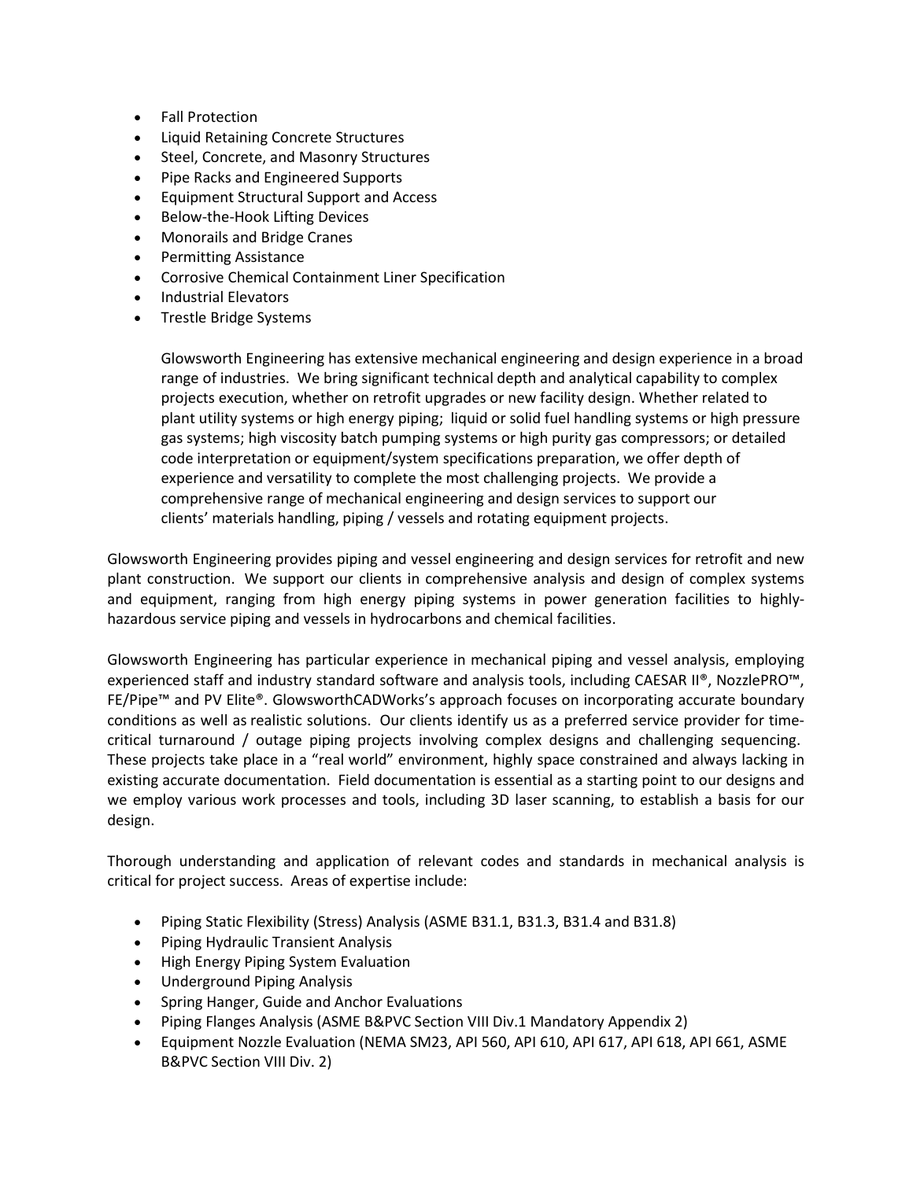- Fall Protection
- Liquid Retaining Concrete Structures
- Steel, Concrete, and Masonry Structures
- Pipe Racks and Engineered Supports
- Equipment Structural Support and Access
- Below-the-Hook Lifting Devices
- Monorails and Bridge Cranes
- Permitting Assistance
- Corrosive Chemical Containment Liner Specification
- Industrial Elevators
- Trestle Bridge Systems

Glowsworth Engineering has extensive mechanical engineering and design experience in a broad range of industries. We bring significant technical depth and analytical capability to complex projects execution, whether on retrofit upgrades or new facility design. Whether related to plant utility systems or high energy piping; liquid or solid fuel handling systems or high pressure gas systems; high viscosity batch pumping systems or high purity gas compressors; or detailed code interpretation or equipment/system specifications preparation, we offer depth of experience and versatility to complete the most challenging projects. We provide a comprehensive range of mechanical engineering and design services to support our clients' materials handling, piping / vessels and rotating equipment projects.

Glowsworth Engineering provides piping and vessel engineering and design services for retrofit and new plant construction. We support our clients in comprehensive analysis and design of complex systems and equipment, ranging from high energy piping systems in power generation facilities to highly-hazardous service piping and vessels in hydrocarbons and chemical facilities.

Glowsworth Engineering has particular experience in mechanical piping and vessel analysis, employing experienced staff and industry standard software and analysis tools, including CAESAR II®, NozzlePRO™, FE/Pipe™ and PV Elite®. GlowsworthCADWorks's approach focuses on incorporating accurate boundary conditions as well as realistic solutions. Our clients identify us as a preferred service provider for time-critical turnaround / outage piping projects involving complex designs and challenging sequencing. These projects take place in a "real world" environment, highly space constrained and always lacking in existing accurate documentation. Field documentation is essential as a starting point to our designs and we employ various work processes and tools, including 3D laser scanning, to establish a basis for our design.

Thorough understanding and application of relevant codes and standards in mechanical analysis is critical for project success. Areas of expertise include:

- Piping Static Flexibility (Stress) Analysis (ASME B31.1, B31.3, B31.4 and B31.8)
- Piping Hydraulic Transient Analysis
- High Energy Piping System Evaluation
- Underground Piping Analysis
- Spring Hanger, Guide and Anchor Evaluations
- Piping Flanges Analysis (ASME B&PVC Section VIII Div.1 Mandatory Appendix 2)
- Equipment Nozzle Evaluation (NEMA SM23, API 560, API 610, API 617, API 618, API 661, ASME B&PVC Section VIII Div. 2)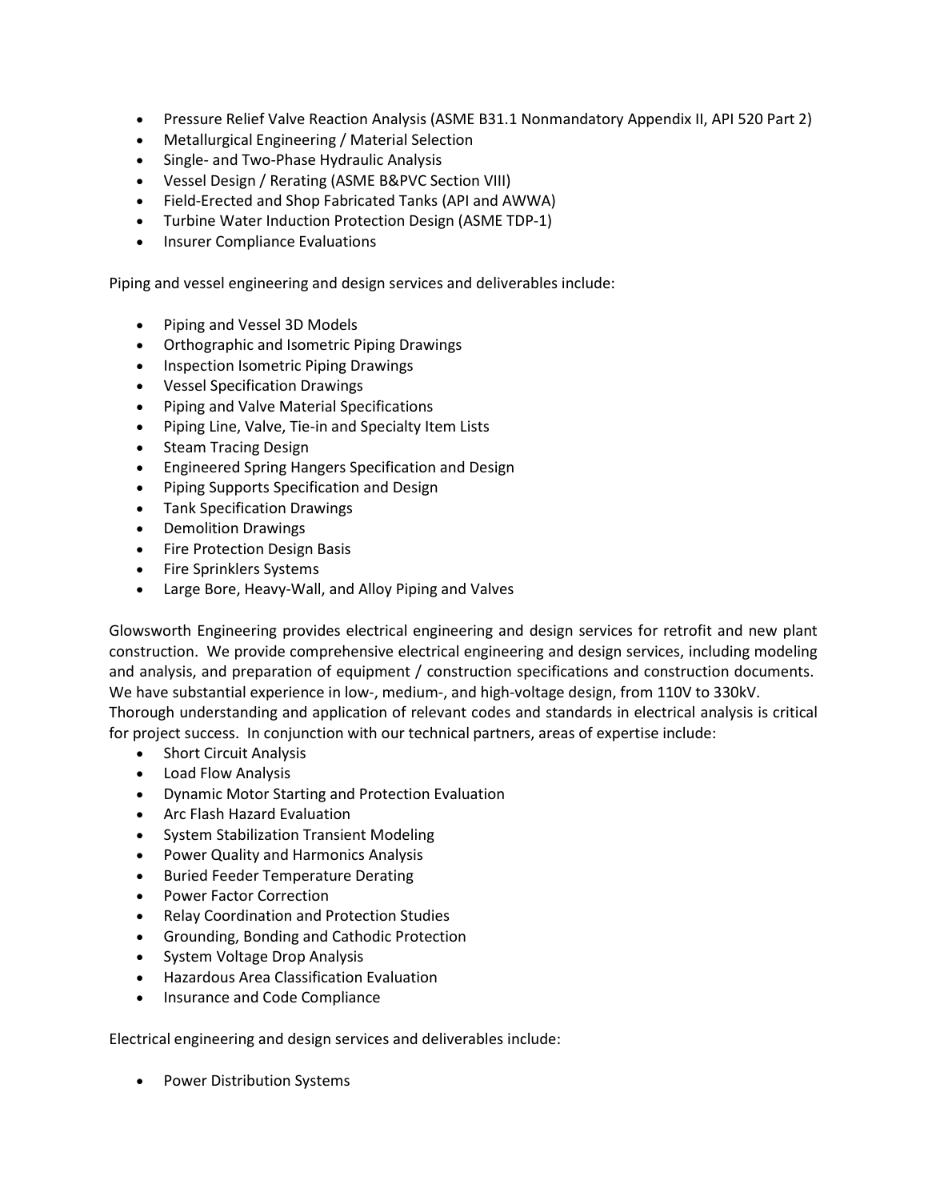- Pressure Relief Valve Reaction Analysis (ASME B31.1 Nonmandatory Appendix II, API 520 Part 2)
- Metallurgical Engineering / Material Selection
- Single- and Two-Phase Hydraulic Analysis
- Vessel Design / Rerating (ASME B&PVC Section VIII)
- Field-Erected and Shop Fabricated Tanks (API and AWWA)
- Turbine Water Induction Protection Design (ASME TDP-1)
- Insurer Compliance Evaluations

Piping and vessel engineering and design services and deliverables include:

- Piping and Vessel 3D Models
- Orthographic and Isometric Piping Drawings
- Inspection Isometric Piping Drawings
- Vessel Specification Drawings
- Piping and Valve Material Specifications
- Piping Line, Valve, Tie-in and Specialty Item Lists
- Steam Tracing Design
- Engineered Spring Hangers Specification and Design
- Piping Supports Specification and Design
- Tank Specification Drawings
- Demolition Drawings
- Fire Protection Design Basis
- Fire Sprinklers Systems
- Large Bore, Heavy-Wall, and Alloy Piping and Valves

Glowsworth Engineering provides electrical engineering and design services for retrofit and new plant construction. We provide comprehensive electrical engineering and design services, including modeling and analysis, and preparation of equipment / construction specifications and construction documents. We have substantial experience in low-, medium-, and high-voltage design, from 110V to 330kV. Thorough understanding and application of relevant codes and standards in electrical analysis is critical for project success. In conjunction with our technical partners, areas of expertise include:

- Short Circuit Analysis
- Load Flow Analysis
- Dynamic Motor Starting and Protection Evaluation
- Arc Flash Hazard Evaluation
- System Stabilization Transient Modeling
- Power Quality and Harmonics Analysis
- Buried Feeder Temperature Derating
- Power Factor Correction
- Relay Coordination and Protection Studies
- Grounding, Bonding and Cathodic Protection
- System Voltage Drop Analysis
- Hazardous Area Classification Evaluation
- Insurance and Code Compliance

Electrical engineering and design services and deliverables include:

- Power Distribution Systems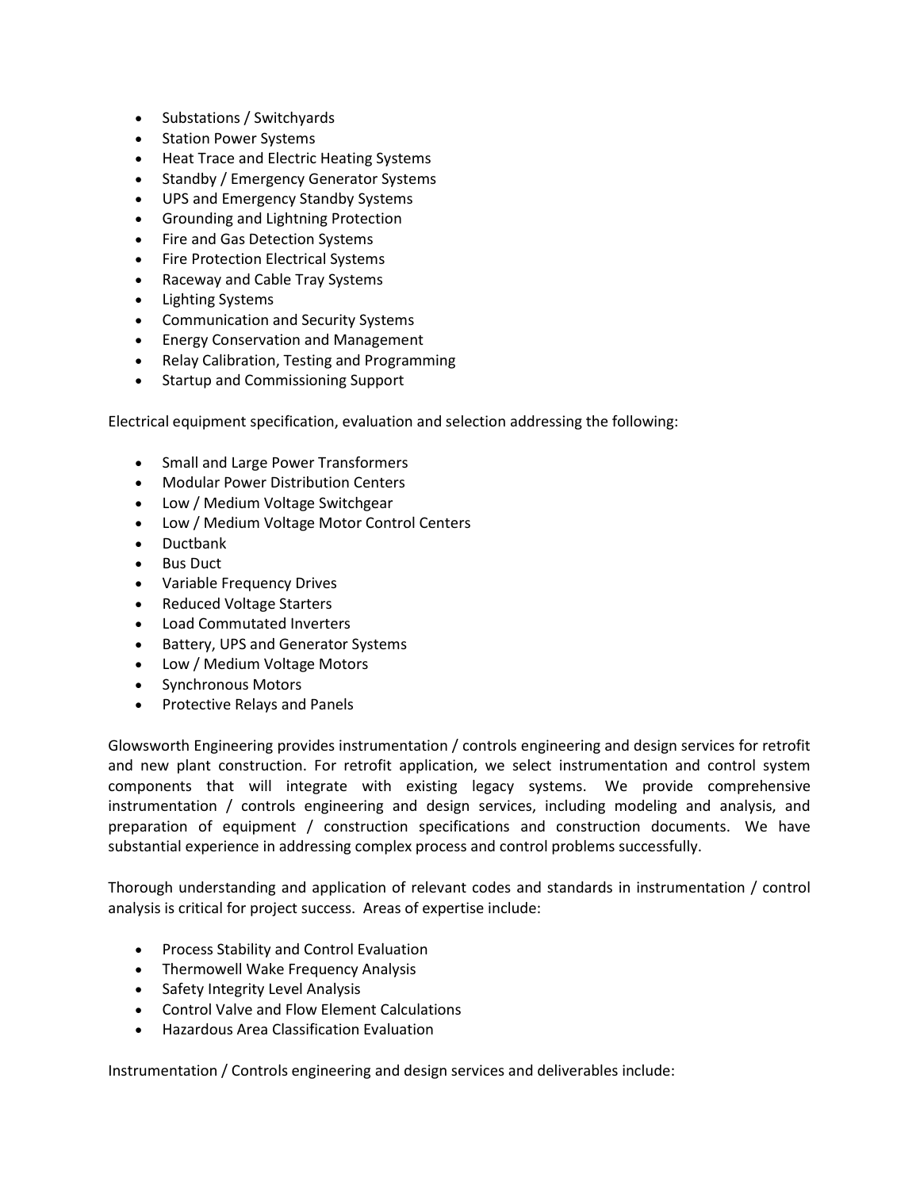- Substations / Switchyards
- Station Power Systems
- Heat Trace and Electric Heating Systems
- Standby / Emergency Generator Systems
- UPS and Emergency Standby Systems
- Grounding and Lightning Protection
- Fire and Gas Detection Systems
- Fire Protection Electrical Systems
- Raceway and Cable Tray Systems
- Lighting Systems
- Communication and Security Systems
- Energy Conservation and Management
- Relay Calibration, Testing and Programming
- Startup and Commissioning Support

Electrical equipment specification, evaluation and selection addressing the following:

- Small and Large Power Transformers
- Modular Power Distribution Centers
- Low / Medium Voltage Switchgear
- Low / Medium Voltage Motor Control Centers
- Ductbank
- Bus Duct
- Variable Frequency Drives
- Reduced Voltage Starters
- Load Commutated Inverters
- Battery, UPS and Generator Systems
- Low / Medium Voltage Motors
- Synchronous Motors
- Protective Relays and Panels

Glowsworth Engineering provides instrumentation / controls engineering and design services for retrofit and new plant construction. For retrofit application, we select instrumentation and control system components that will integrate with existing legacy systems. We provide comprehensive instrumentation / controls engineering and design services, including modeling and analysis, and preparation of equipment / construction specifications and construction documents. We have substantial experience in addressing complex process and control problems successfully.

Thorough understanding and application of relevant codes and standards in instrumentation / control analysis is critical for project success. Areas of expertise include:

- Process Stability and Control Evaluation
- Thermowell Wake Frequency Analysis
- Safety Integrity Level Analysis
- Control Valve and Flow Element Calculations
- Hazardous Area Classification Evaluation

Instrumentation / Controls engineering and design services and deliverables include: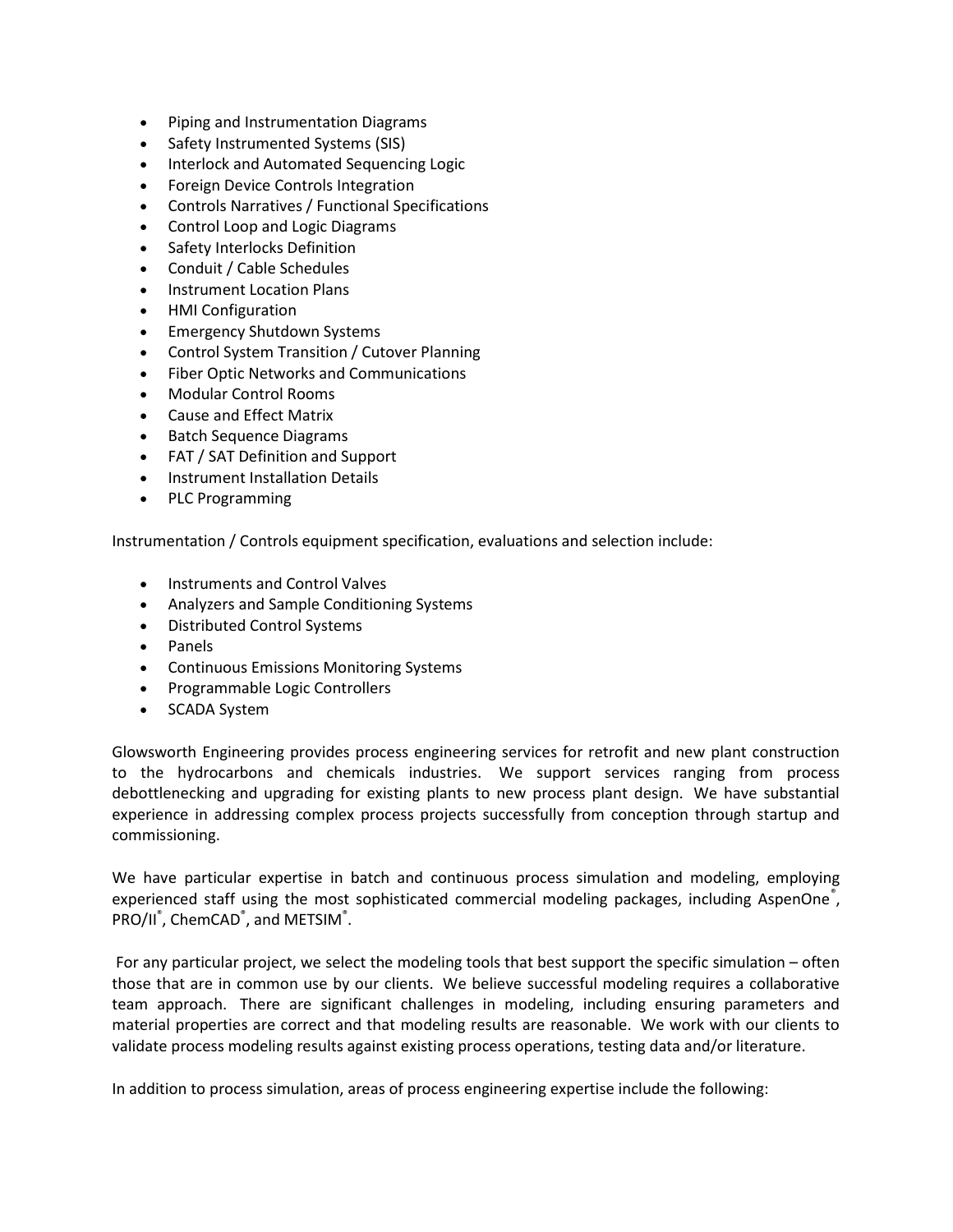- Piping and Instrumentation Diagrams
- Safety Instrumented Systems (SIS)
- Interlock and Automated Sequencing Logic
- Foreign Device Controls Integration
- Controls Narratives / Functional Specifications
- Control Loop and Logic Diagrams
- Safety Interlocks Definition
- Conduit / Cable Schedules
- Instrument Location Plans
- HMI Configuration
- Emergency Shutdown Systems
- Control System Transition / Cutover Planning
- Fiber Optic Networks and Communications
- Modular Control Rooms
- Cause and Effect Matrix
- Batch Sequence Diagrams
- FAT / SAT Definition and Support
- Instrument Installation Details
- PLC Programming

Instrumentation / Controls equipment specification, evaluations and selection include:

- Instruments and Control Valves
- Analyzers and Sample Conditioning Systems
- Distributed Control Systems
- Panels
- Continuous Emissions Monitoring Systems
- Programmable Logic Controllers
- SCADA System

Glowsworth Engineering provides process engineering services for retrofit and new plant construction to the hydrocarbons and chemicals industries. We support services ranging from process debottlenecking and upgrading for existing plants to new process plant design. We have substantial experience in addressing complex process projects successfully from conception through startup and commissioning.

We have particular expertise in batch and continuous process simulation and modeling, employing experienced staff using the most sophisticated commercial modeling packages, including AspenOne®, PRO/II®, ChemCAD®, and METSIM®.

For any particular project, we select the modeling tools that best support the specific simulation – often those that are in common use by our clients. We believe successful modeling requires a collaborative team approach. There are significant challenges in modeling, including ensuring parameters and material properties are correct and that modeling results are reasonable. We work with our clients to validate process modeling results against existing process operations, testing data and/or literature.

In addition to process simulation, areas of process engineering expertise include the following: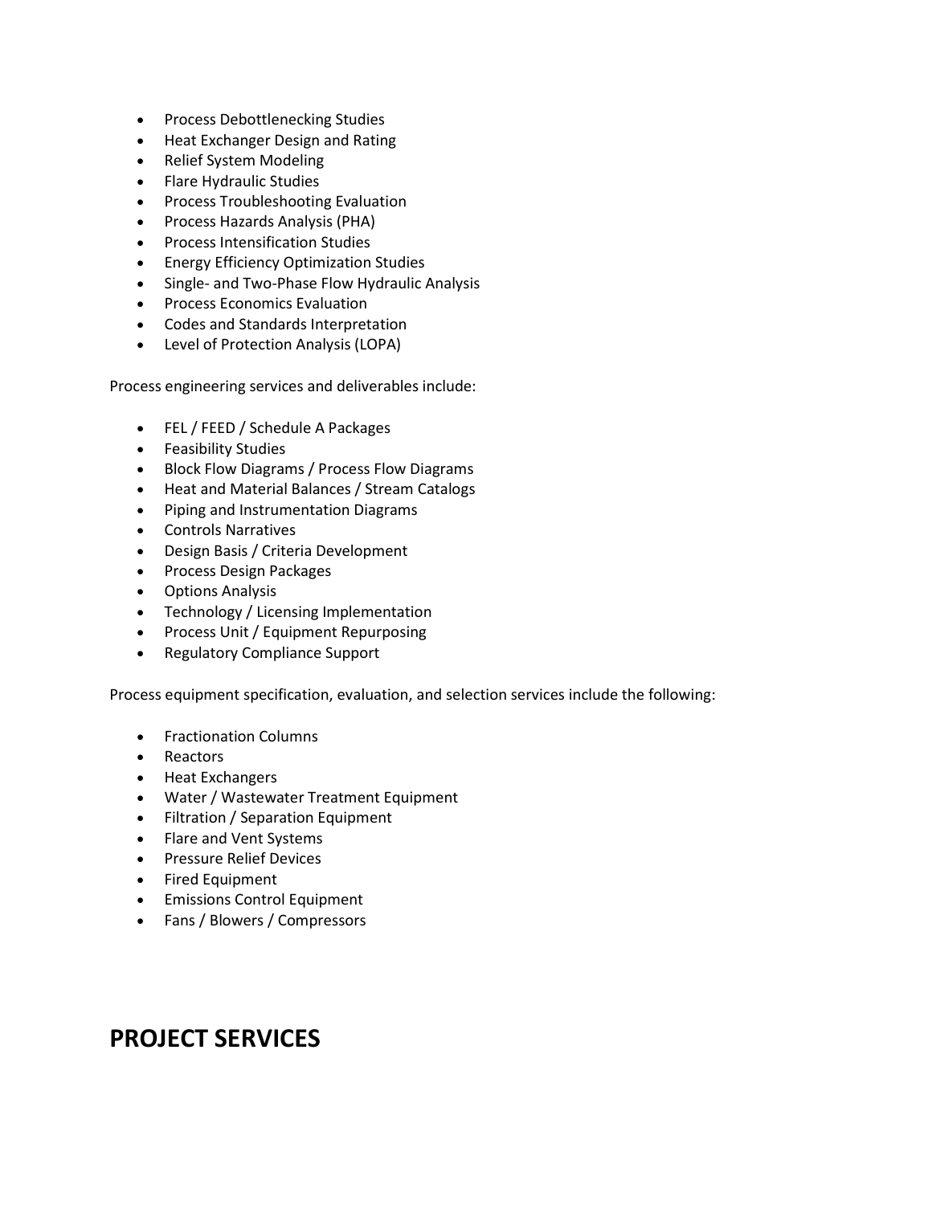- Process Debottlenecking Studies
- Heat Exchanger Design and Rating
- Relief System Modeling
- Flare Hydraulic Studies
- Process Troubleshooting Evaluation
- Process Hazards Analysis (PHA)
- Process Intensification Studies
- Energy Efficiency Optimization Studies
- Single- and Two-Phase Flow Hydraulic Analysis
- Process Economics Evaluation
- Codes and Standards Interpretation
- Level of Protection Analysis (LOPA)

Process engineering services and deliverables include:

- FEL / FEED / Schedule A Packages
- Feasibility Studies
- Block Flow Diagrams / Process Flow Diagrams
- Heat and Material Balances / Stream Catalogs
- Piping and Instrumentation Diagrams
- Controls Narratives
- Design Basis / Criteria Development
- Process Design Packages
- Options Analysis
- Technology / Licensing Implementation
- Process Unit / Equipment Repurposing
- Regulatory Compliance Support

Process equipment specification, evaluation, and selection services include the following:

- Fractionation Columns
- Reactors
- Heat Exchangers
- Water / Wastewater Treatment Equipment
- Filtration / Separation Equipment
- Flare and Vent Systems
- Pressure Relief Devices
- Fired Equipment
- Emissions Control Equipment
- Fans / Blowers / Compressors

# PROJECT SERVICES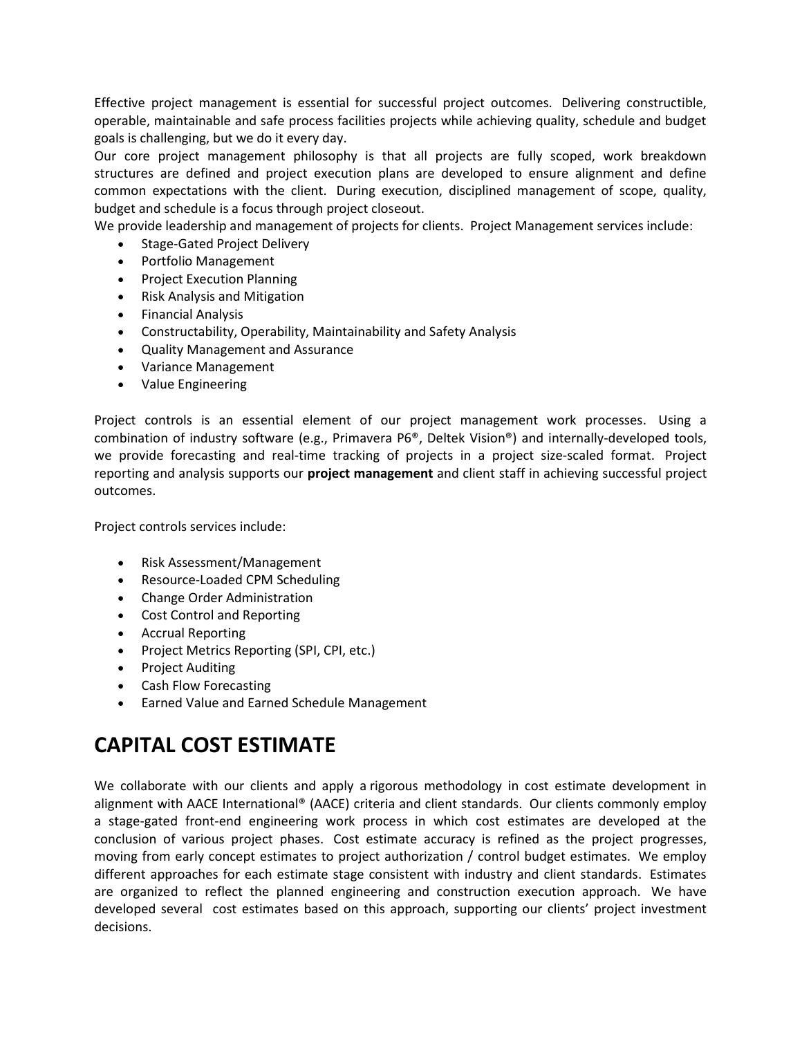Effective project management is essential for successful project outcomes. Delivering constructible, operable, maintainable and safe process facilities projects while achieving quality, schedule and budget goals is challenging, but we do it every day.

Our core project management philosophy is that all projects are fully scoped, work breakdown structures are defined and project execution plans are developed to ensure alignment and define common expectations with the client. During execution, disciplined management of scope, quality, budget and schedule is a focus through project closeout.

We provide leadership and management of projects for clients. Project Management services include:

- Stage-Gated Project Delivery
- Portfolio Management
- Project Execution Planning
- Risk Analysis and Mitigation
- Financial Analysis
- Constructability, Operability, Maintainability and Safety Analysis
- Quality Management and Assurance
- Variance Management
- Value Engineering

Project controls is an essential element of our project management work processes. Using a combination of industry software (e.g., Primavera P6®, Deltek Vision®) and internally-developed tools, we provide forecasting and real-time tracking of projects in a project size-scaled format. Project reporting and analysis supports our **project management** and client staff in achieving successful project outcomes.

Project controls services include:

- Risk Assessment/Management
- Resource-Loaded CPM Scheduling
- Change Order Administration
- Cost Control and Reporting
- Accrual Reporting
- Project Metrics Reporting (SPI, CPI, etc.)
- Project Auditing
- Cash Flow Forecasting
- Earned Value and Earned Schedule Management

# CAPITAL COST ESTIMATE

We collaborate with our clients and apply a rigorous methodology in cost estimate development in alignment with AACE International® (AACE) criteria and client standards. Our clients commonly employ a stage-gated front-end engineering work process in which cost estimates are developed at the conclusion of various project phases. Cost estimate accuracy is refined as the project progresses, moving from early concept estimates to project authorization / control budget estimates. We employ different approaches for each estimate stage consistent with industry and client standards. Estimates are organized to reflect the planned engineering and construction execution approach. We have developed several cost estimates based on this approach, supporting our clients' project investment decisions.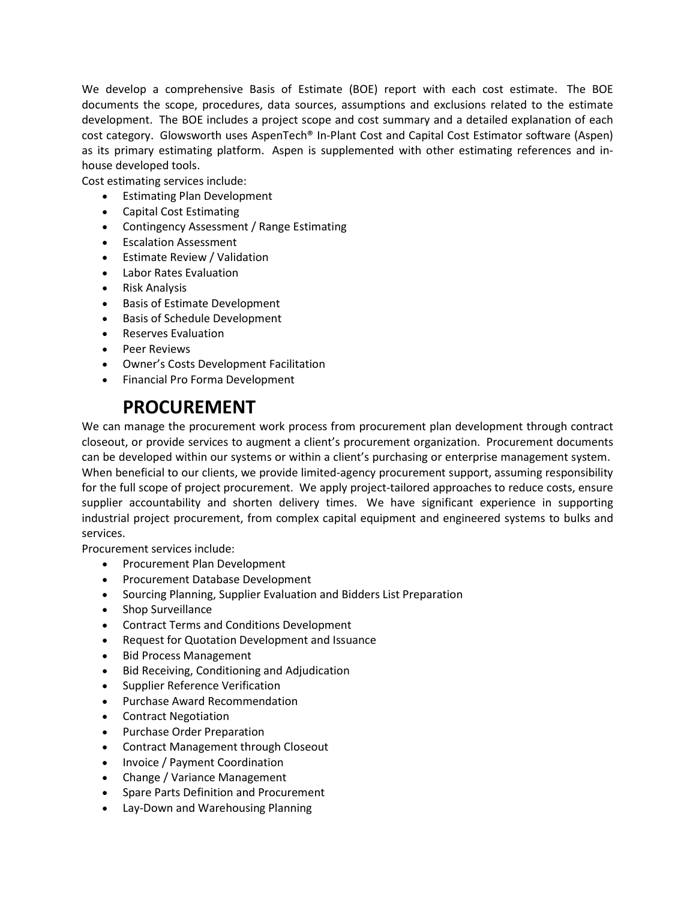We develop a comprehensive Basis of Estimate (BOE) report with each cost estimate. The BOE documents the scope, procedures, data sources, assumptions and exclusions related to the estimate development. The BOE includes a project scope and cost summary and a detailed explanation of each cost category. Glowsworth uses AspenTech® In-Plant Cost and Capital Cost Estimator software (Aspen) as its primary estimating platform. Aspen is supplemented with other estimating references and in-house developed tools.

Cost estimating services include:

- Estimating Plan Development
- Capital Cost Estimating
- Contingency Assessment / Range Estimating
- Escalation Assessment
- Estimate Review / Validation
- Labor Rates Evaluation
- Risk Analysis
- Basis of Estimate Development
- Basis of Schedule Development
- Reserves Evaluation
- Peer Reviews
- Owner's Costs Development Facilitation
- Financial Pro Forma Development

## PROCUREMENT

We can manage the procurement work process from procurement plan development through contract closeout, or provide services to augment a client's procurement organization. Procurement documents can be developed within our systems or within a client's purchasing or enterprise management system. When beneficial to our clients, we provide limited-agency procurement support, assuming responsibility for the full scope of project procurement. We apply project-tailored approaches to reduce costs, ensure supplier accountability and shorten delivery times. We have significant experience in supporting industrial project procurement, from complex capital equipment and engineered systems to bulks and services.

Procurement services include:

- Procurement Plan Development
- Procurement Database Development
- Sourcing Planning, Supplier Evaluation and Bidders List Preparation
- Shop Surveillance
- Contract Terms and Conditions Development
- Request for Quotation Development and Issuance
- Bid Process Management
- Bid Receiving, Conditioning and Adjudication
- Supplier Reference Verification
- Purchase Award Recommendation
- Contract Negotiation
- Purchase Order Preparation
- Contract Management through Closeout
- Invoice / Payment Coordination
- Change / Variance Management
- Spare Parts Definition and Procurement
- Lay-Down and Warehousing Planning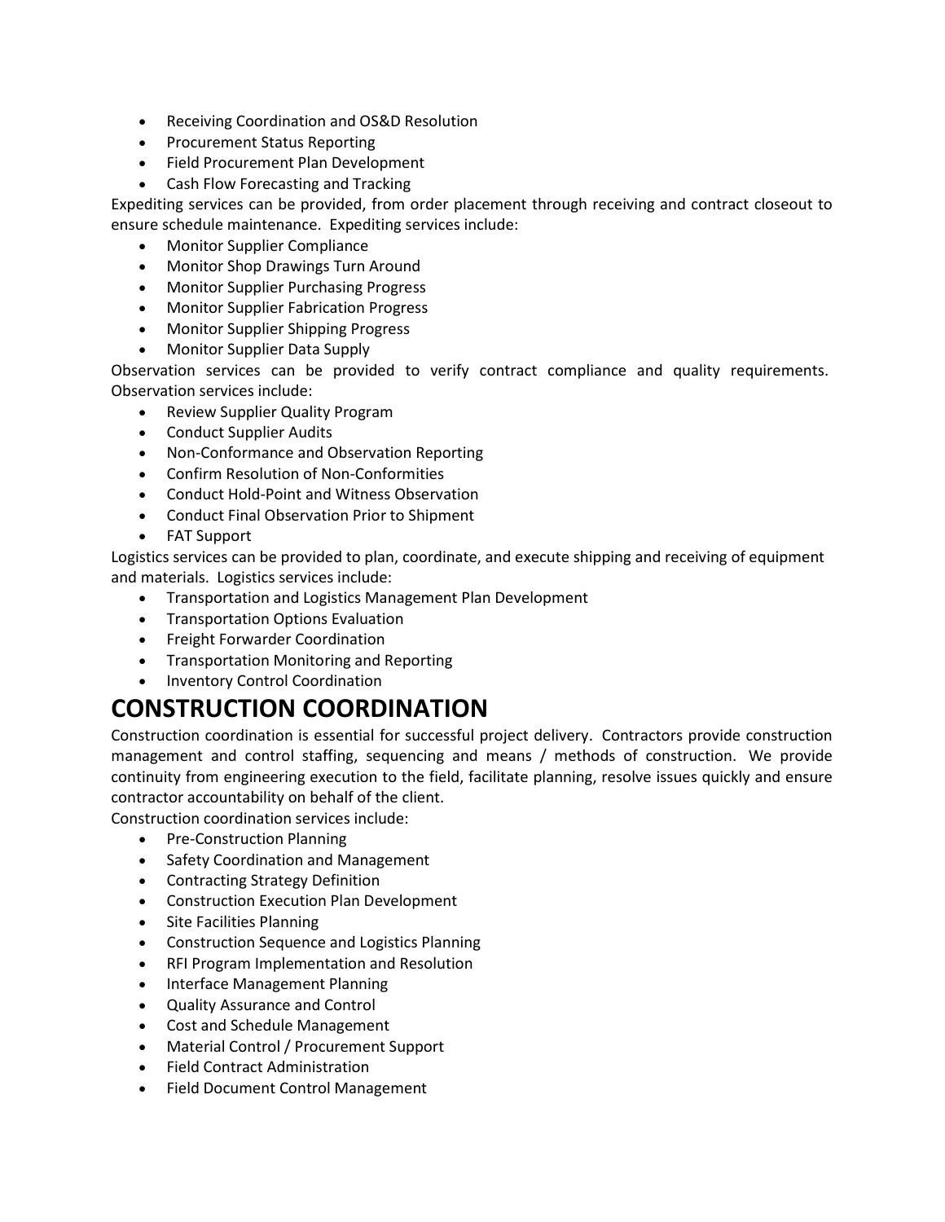- Receiving Coordination and OS&D Resolution
- Procurement Status Reporting
- Field Procurement Plan Development
- Cash Flow Forecasting and Tracking

Expediting services can be provided, from order placement through receiving and contract closeout to ensure schedule maintenance. Expediting services include:

- Monitor Supplier Compliance
- Monitor Shop Drawings Turn Around
- Monitor Supplier Purchasing Progress
- Monitor Supplier Fabrication Progress
- Monitor Supplier Shipping Progress
- Monitor Supplier Data Supply

Observation services can be provided to verify contract compliance and quality requirements. Observation services include:

- Review Supplier Quality Program
- Conduct Supplier Audits
- Non-Conformance and Observation Reporting
- Confirm Resolution of Non-Conformities
- Conduct Hold-Point and Witness Observation
- Conduct Final Observation Prior to Shipment
- FAT Support

Logistics services can be provided to plan, coordinate, and execute shipping and receiving of equipment and materials. Logistics services include:

- Transportation and Logistics Management Plan Development
- Transportation Options Evaluation
- Freight Forwarder Coordination
- Transportation Monitoring and Reporting
- Inventory Control Coordination

# CONSTRUCTION COORDINATION

Construction coordination is essential for successful project delivery. Contractors provide construction management and control staffing, sequencing and means / methods of construction. We provide continuity from engineering execution to the field, facilitate planning, resolve issues quickly and ensure contractor accountability on behalf of the client.

Construction coordination services include:

- Pre-Construction Planning
- Safety Coordination and Management
- Contracting Strategy Definition
- Construction Execution Plan Development
- Site Facilities Planning
- Construction Sequence and Logistics Planning
- RFI Program Implementation and Resolution
- Interface Management Planning
- Quality Assurance and Control
- Cost and Schedule Management
- Material Control / Procurement Support
- Field Contract Administration
- Field Document Control Management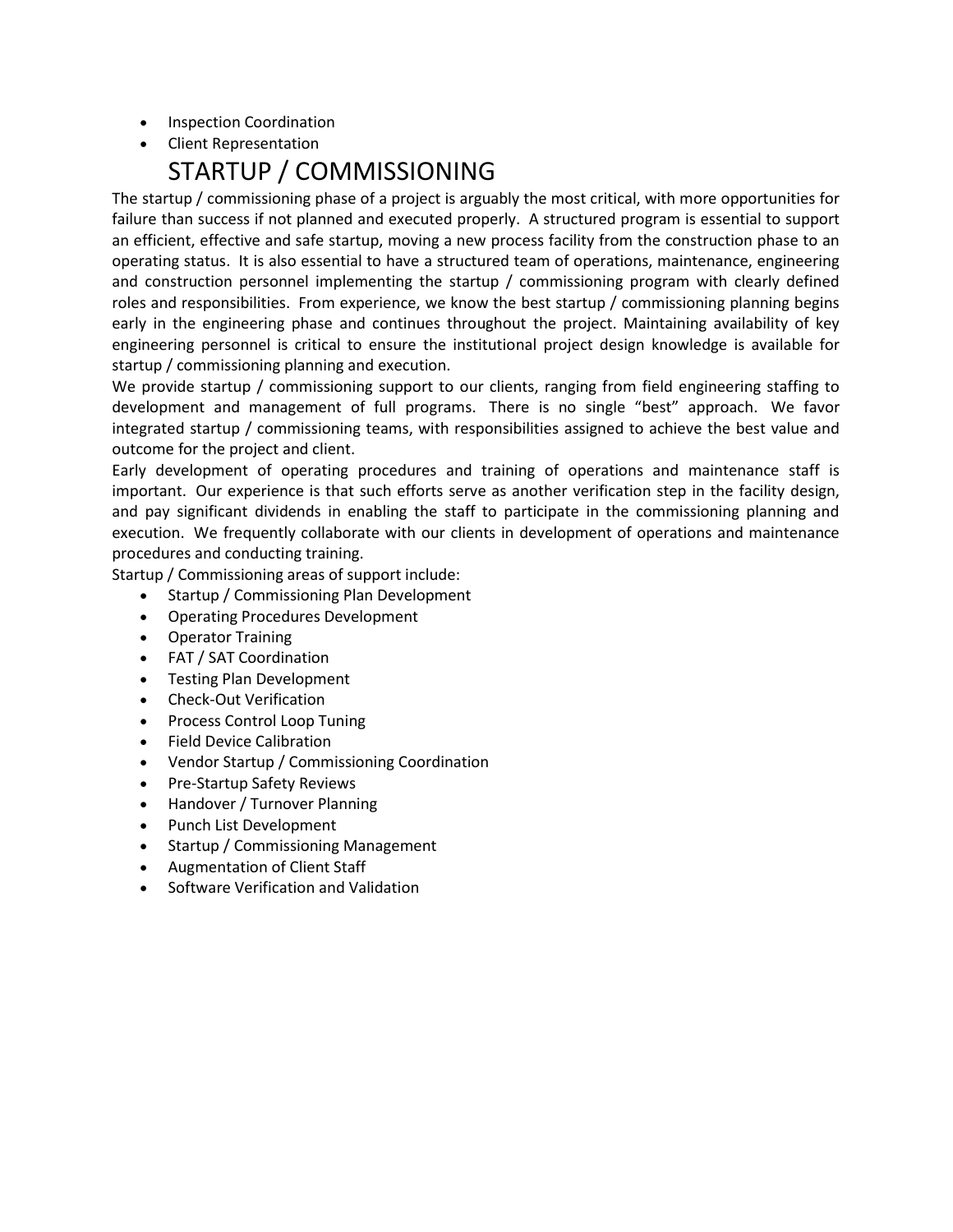- Inspection Coordination
- Client Representation

## STARTUP / COMMISSIONING

The startup / commissioning phase of a project is arguably the most critical, with more opportunities for failure than success if not planned and executed properly. A structured program is essential to support an efficient, effective and safe startup, moving a new process facility from the construction phase to an operating status. It is also essential to have a structured team of operations, maintenance, engineering and construction personnel implementing the startup / commissioning program with clearly defined roles and responsibilities. From experience, we know the best startup / commissioning planning begins early in the engineering phase and continues throughout the project. Maintaining availability of key engineering personnel is critical to ensure the institutional project design knowledge is available for startup / commissioning planning and execution.

We provide startup / commissioning support to our clients, ranging from field engineering staffing to development and management of full programs. There is no single "best" approach. We favor integrated startup / commissioning teams, with responsibilities assigned to achieve the best value and outcome for the project and client.

Early development of operating procedures and training of operations and maintenance staff is important. Our experience is that such efforts serve as another verification step in the facility design, and pay significant dividends in enabling the staff to participate in the commissioning planning and execution. We frequently collaborate with our clients in development of operations and maintenance procedures and conducting training.

Startup / Commissioning areas of support include:

- Startup / Commissioning Plan Development
- Operating Procedures Development
- Operator Training
- FAT / SAT Coordination
- Testing Plan Development
- Check-Out Verification
- Process Control Loop Tuning
- Field Device Calibration
- Vendor Startup / Commissioning Coordination
- Pre-Startup Safety Reviews
- Handover / Turnover Planning
- Punch List Development
- Startup / Commissioning Management
- Augmentation of Client Staff
- Software Verification and Validation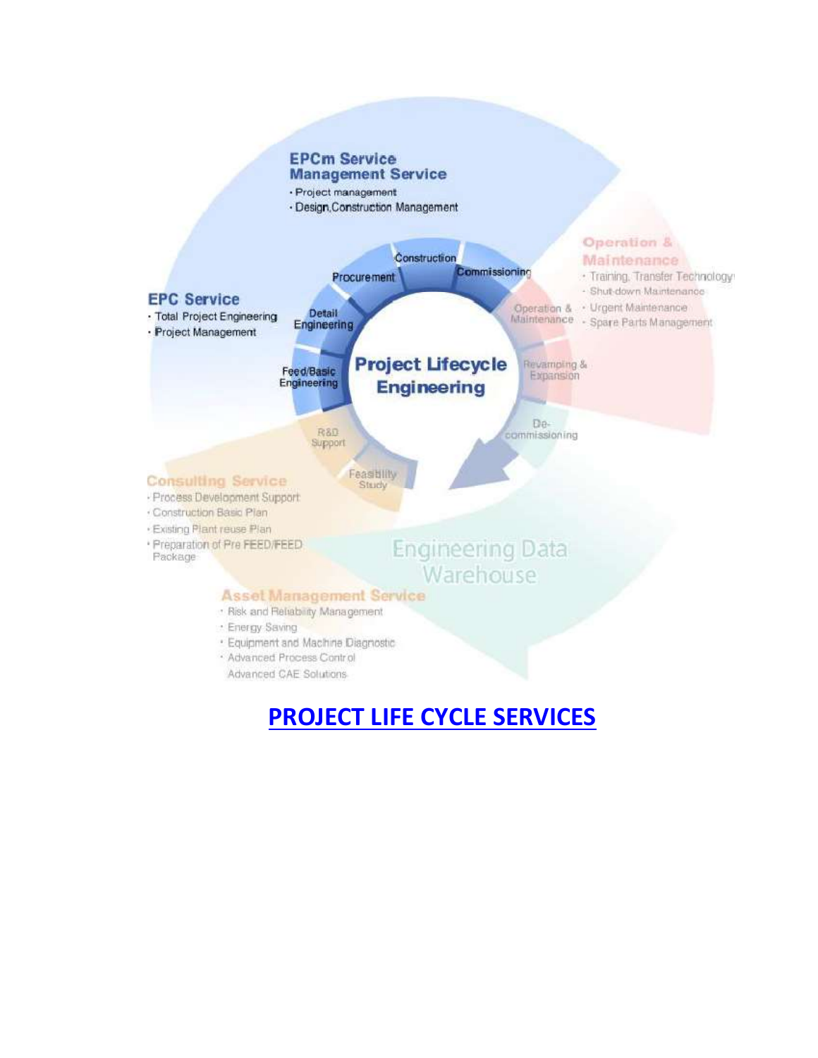EPCm Service
Management Service
· Project management
· Design,Construction Management

EPC Service
· Total Project Engineering
· Project Management

Operation & Maintenance
· Training, Transfer Technology
· Shut-down Maintenance
· Urgent Maintenance
· Spare Parts Management

Construction
Commissioning
Procurement
Detail Engineering
Feed/Basic Engineering
Operation & Maintenance
Revamping & Expansion
De-commissioning
R&D Support
Feasibility Study

Project Lifecycle Engineering

Consulting Service
· Process Development Support
· Construction Basic Plan
· Existing Plant reuse Plan
· Preparation of Pre FEED/FEED Package

Engineering Data Warehouse

Asset Management Service
· Risk and Reliability Management
· Energy Saving
· Equipment and Machine Diagnostic
· Advanced Process Control
Advanced CAE Solutions

**PROJECT LIFE CYCLE SERVICES**